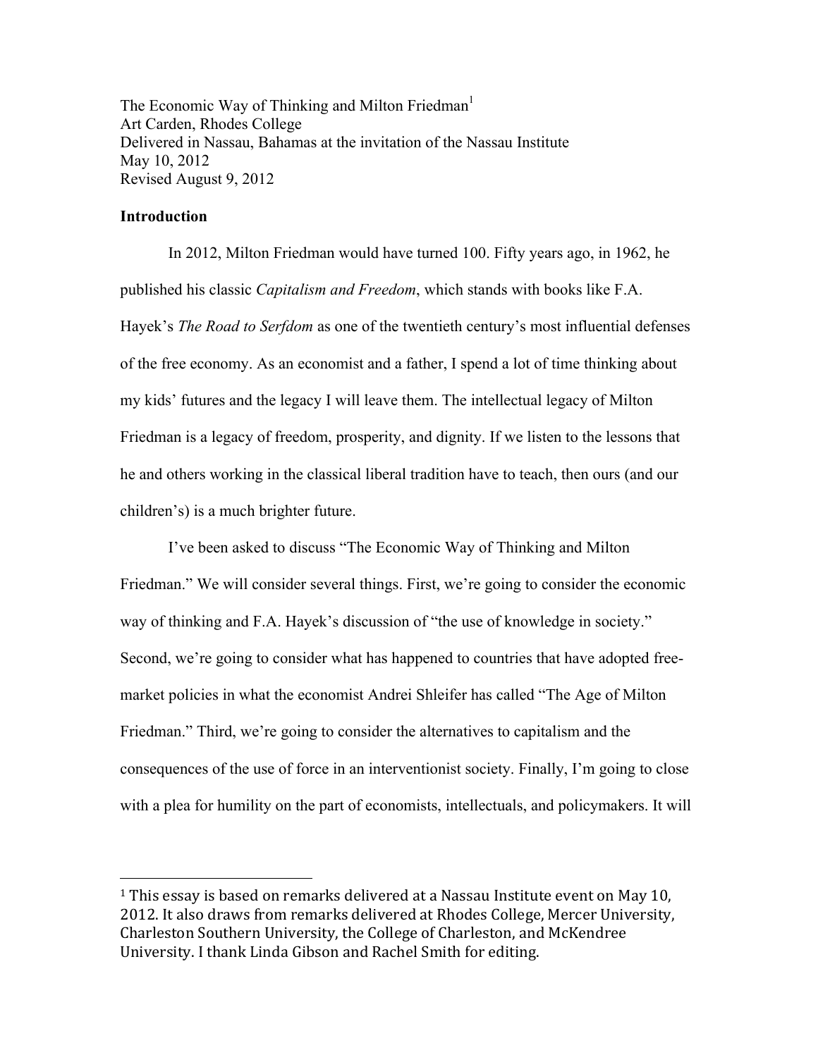The Economic Way of Thinking and Milton Friedman[1]
Art Carden, Rhodes College
Delivered in Nassau, Bahamas at the invitation of the Nassau Institute
May 10, 2012
Revised August 9, 2012

**Introduction**

In 2012, Milton Friedman would have turned 100. Fifty years ago, in 1962, he published his classic *Capitalism and Freedom*, which stands with books like F.A. Hayek's *The Road to Serfdom* as one of the twentieth century's most influential defenses of the free economy. As an economist and a father, I spend a lot of time thinking about my kids' futures and the legacy I will leave them. The intellectual legacy of Milton Friedman is a legacy of freedom, prosperity, and dignity. If we listen to the lessons that he and others working in the classical liberal tradition have to teach, then ours (and our children's) is a much brighter future.

I've been asked to discuss "The Economic Way of Thinking and Milton Friedman." We will consider several things. First, we're going to consider the economic way of thinking and F.A. Hayek's discussion of "the use of knowledge in society." Second, we're going to consider what has happened to countries that have adopted free-market policies in what the economist Andrei Shleifer has called "The Age of Milton Friedman." Third, we're going to consider the alternatives to capitalism and the consequences of the use of force in an interventionist society. Finally, I'm going to close with a plea for humility on the part of economists, intellectuals, and policymakers. It will

[1] This essay is based on remarks delivered at a Nassau Institute event on May 10, 2012. It also draws from remarks delivered at Rhodes College, Mercer University, Charleston Southern University, the College of Charleston, and McKendree University. I thank Linda Gibson and Rachel Smith for editing.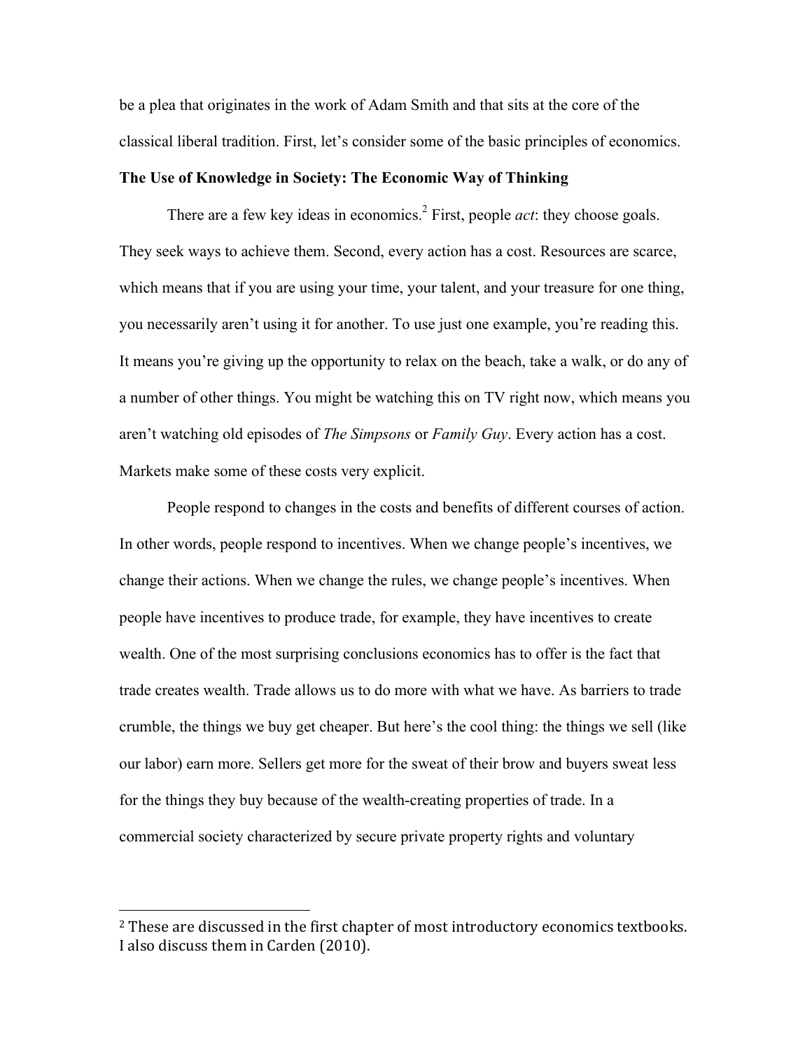be a plea that originates in the work of Adam Smith and that sits at the core of the classical liberal tradition. First, let's consider some of the basic principles of economics.

**The Use of Knowledge in Society: The Economic Way of Thinking**

There are a few key ideas in economics.[2] First, people *act*: they choose goals. They seek ways to achieve them. Second, every action has a cost. Resources are scarce, which means that if you are using your time, your talent, and your treasure for one thing, you necessarily aren't using it for another. To use just one example, you're reading this. It means you're giving up the opportunity to relax on the beach, take a walk, or do any of a number of other things. You might be watching this on TV right now, which means you aren't watching old episodes of *The Simpsons* or *Family Guy*. Every action has a cost. Markets make some of these costs very explicit.

People respond to changes in the costs and benefits of different courses of action. In other words, people respond to incentives. When we change people's incentives, we change their actions. When we change the rules, we change people's incentives. When people have incentives to produce trade, for example, they have incentives to create wealth. One of the most surprising conclusions economics has to offer is the fact that trade creates wealth. Trade allows us to do more with what we have. As barriers to trade crumble, the things we buy get cheaper. But here's the cool thing: the things we sell (like our labor) earn more. Sellers get more for the sweat of their brow and buyers sweat less for the things they buy because of the wealth-creating properties of trade. In a commercial society characterized by secure private property rights and voluntary

---

[2] These are discussed in the first chapter of most introductory economics textbooks. I also discuss them in Carden (2010).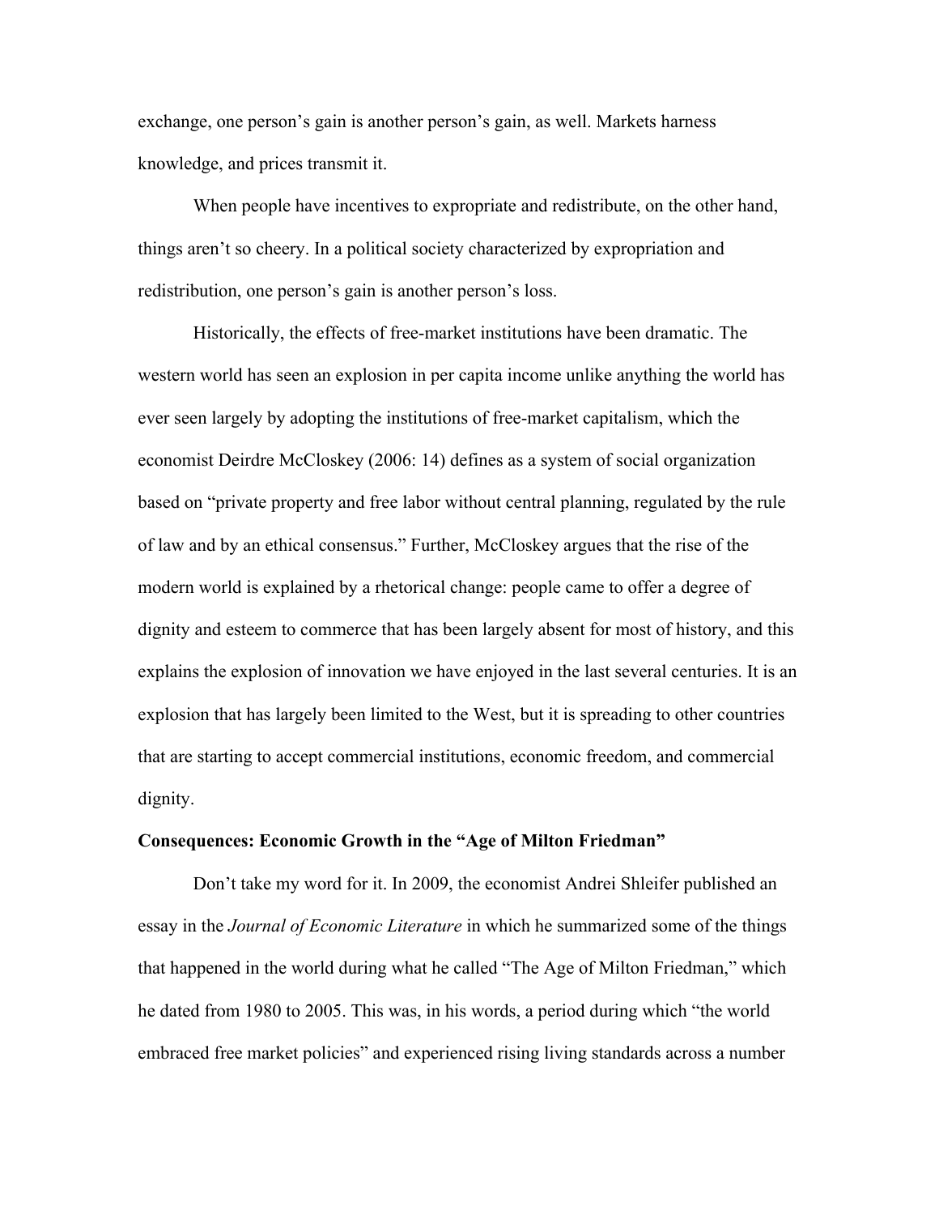exchange, one person's gain is another person's gain, as well. Markets harness knowledge, and prices transmit it.

When people have incentives to expropriate and redistribute, on the other hand, things aren't so cheery. In a political society characterized by expropriation and redistribution, one person's gain is another person's loss.

Historically, the effects of free-market institutions have been dramatic. The western world has seen an explosion in per capita income unlike anything the world has ever seen largely by adopting the institutions of free-market capitalism, which the economist Deirdre McCloskey (2006: 14) defines as a system of social organization based on "private property and free labor without central planning, regulated by the rule of law and by an ethical consensus." Further, McCloskey argues that the rise of the modern world is explained by a rhetorical change: people came to offer a degree of dignity and esteem to commerce that has been largely absent for most of history, and this explains the explosion of innovation we have enjoyed in the last several centuries. It is an explosion that has largely been limited to the West, but it is spreading to other countries that are starting to accept commercial institutions, economic freedom, and commercial dignity.

**Consequences: Economic Growth in the "Age of Milton Friedman"**

Don't take my word for it. In 2009, the economist Andrei Shleifer published an essay in the *Journal of Economic Literature* in which he summarized some of the things that happened in the world during what he called "The Age of Milton Friedman," which he dated from 1980 to 2005. This was, in his words, a period during which "the world embraced free market policies" and experienced rising living standards across a number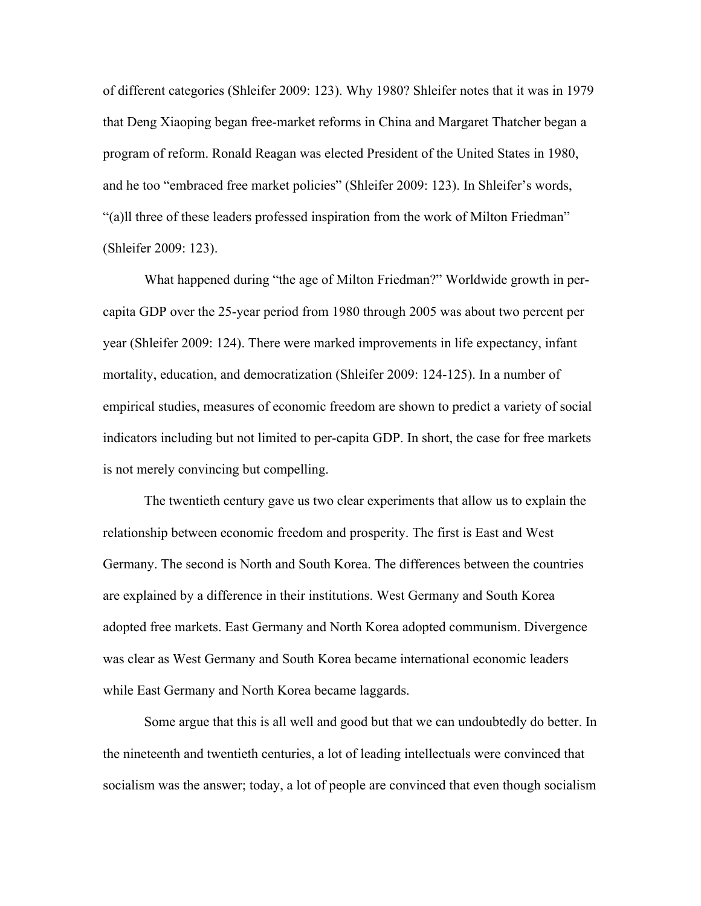of different categories (Shleifer 2009: 123). Why 1980? Shleifer notes that it was in 1979 that Deng Xiaoping began free-market reforms in China and Margaret Thatcher began a program of reform. Ronald Reagan was elected President of the United States in 1980, and he too "embraced free market policies" (Shleifer 2009: 123). In Shleifer's words, "(a)ll three of these leaders professed inspiration from the work of Milton Friedman" (Shleifer 2009: 123).

What happened during "the age of Milton Friedman?" Worldwide growth in per-capita GDP over the 25-year period from 1980 through 2005 was about two percent per year (Shleifer 2009: 124). There were marked improvements in life expectancy, infant mortality, education, and democratization (Shleifer 2009: 124-125). In a number of empirical studies, measures of economic freedom are shown to predict a variety of social indicators including but not limited to per-capita GDP. In short, the case for free markets is not merely convincing but compelling.

The twentieth century gave us two clear experiments that allow us to explain the relationship between economic freedom and prosperity. The first is East and West Germany. The second is North and South Korea. The differences between the countries are explained by a difference in their institutions. West Germany and South Korea adopted free markets. East Germany and North Korea adopted communism. Divergence was clear as West Germany and South Korea became international economic leaders while East Germany and North Korea became laggards.

Some argue that this is all well and good but that we can undoubtedly do better. In the nineteenth and twentieth centuries, a lot of leading intellectuals were convinced that socialism was the answer; today, a lot of people are convinced that even though socialism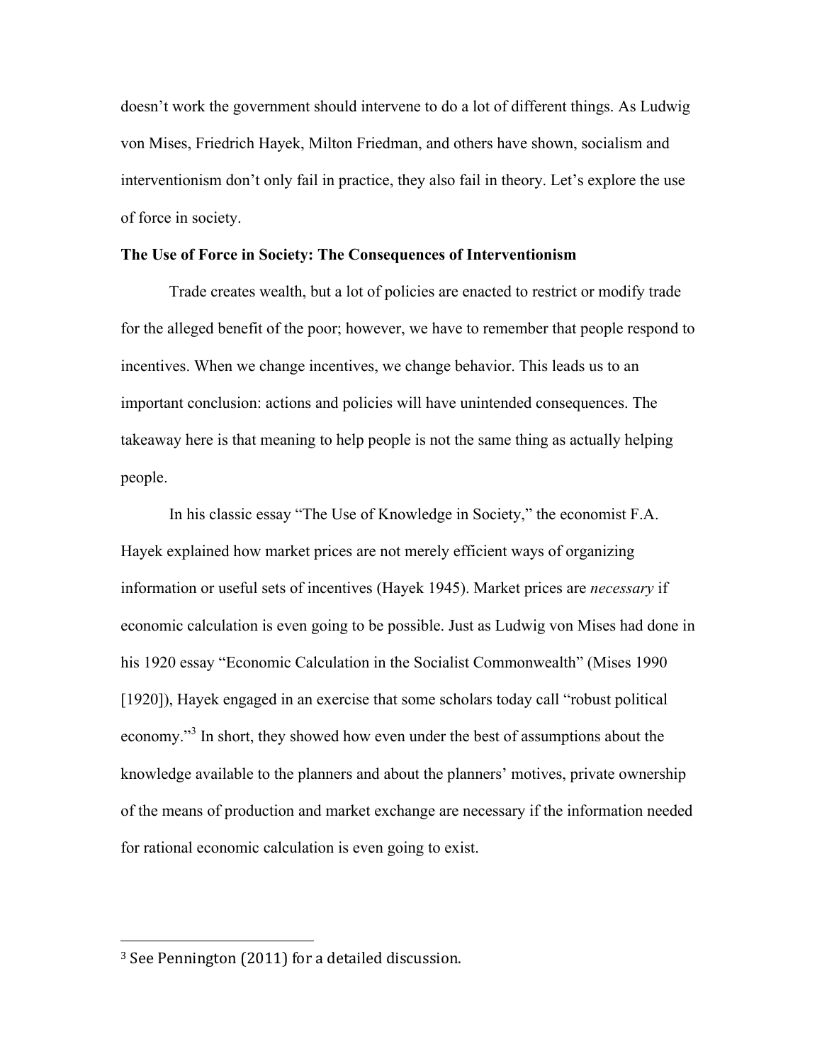doesn't work the government should intervene to do a lot of different things. As Ludwig von Mises, Friedrich Hayek, Milton Friedman, and others have shown, socialism and interventionism don't only fail in practice, they also fail in theory. Let's explore the use of force in society.

**The Use of Force in Society: The Consequences of Interventionism**

Trade creates wealth, but a lot of policies are enacted to restrict or modify trade for the alleged benefit of the poor; however, we have to remember that people respond to incentives. When we change incentives, we change behavior. This leads us to an important conclusion: actions and policies will have unintended consequences. The takeaway here is that meaning to help people is not the same thing as actually helping people.

In his classic essay "The Use of Knowledge in Society," the economist F.A. Hayek explained how market prices are not merely efficient ways of organizing information or useful sets of incentives (Hayek 1945). Market prices are *necessary* if economic calculation is even going to be possible. Just as Ludwig von Mises had done in his 1920 essay "Economic Calculation in the Socialist Commonwealth" (Mises 1990 [1920]), Hayek engaged in an exercise that some scholars today call "robust political economy."[3] In short, they showed how even under the best of assumptions about the knowledge available to the planners and about the planners' motives, private ownership of the means of production and market exchange are necessary if the information needed for rational economic calculation is even going to exist.

[3] See Pennington (2011) for a detailed discussion.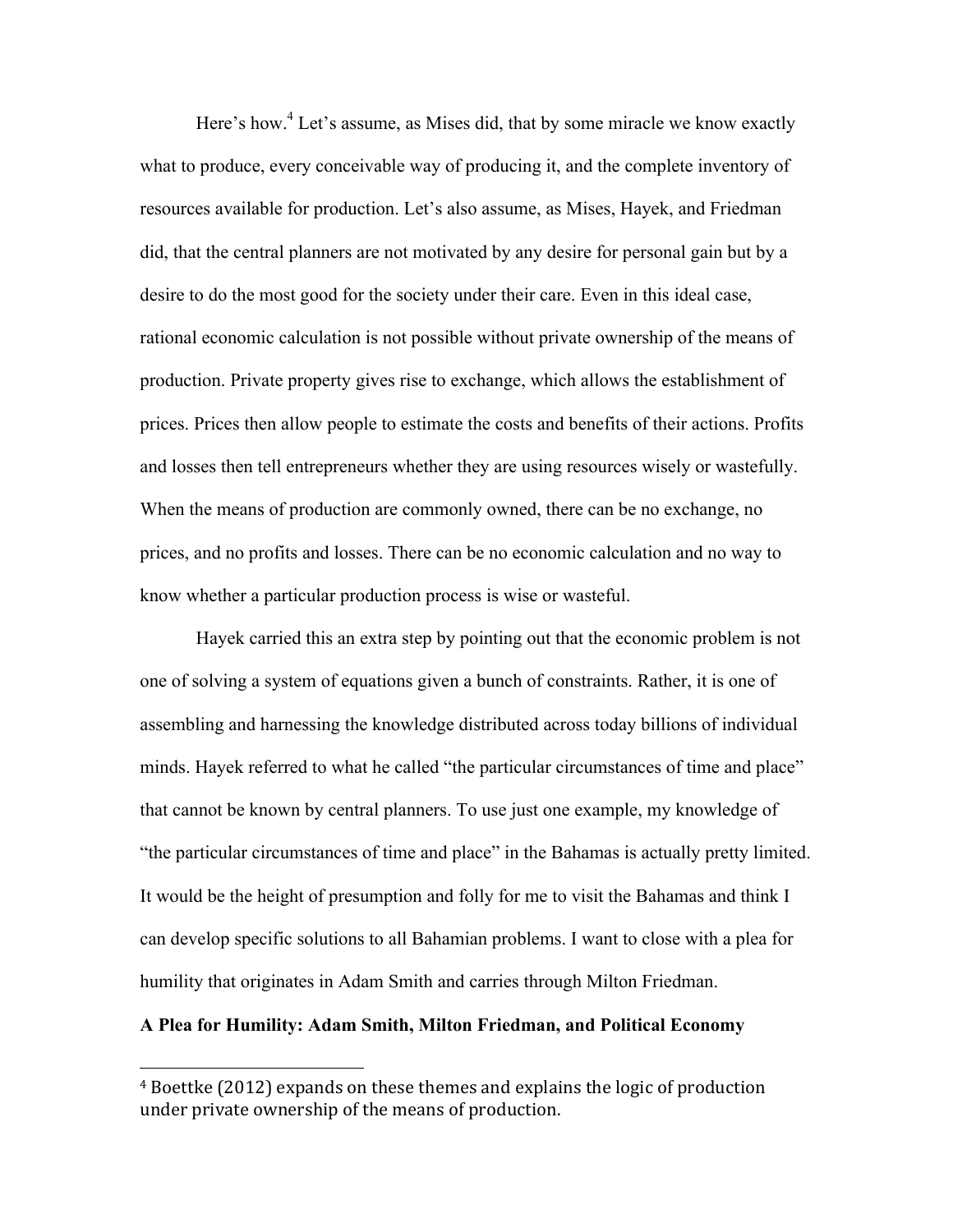Here's how.[4] Let's assume, as Mises did, that by some miracle we know exactly what to produce, every conceivable way of producing it, and the complete inventory of resources available for production. Let's also assume, as Mises, Hayek, and Friedman did, that the central planners are not motivated by any desire for personal gain but by a desire to do the most good for the society under their care. Even in this ideal case, rational economic calculation is not possible without private ownership of the means of production. Private property gives rise to exchange, which allows the establishment of prices. Prices then allow people to estimate the costs and benefits of their actions. Profits and losses then tell entrepreneurs whether they are using resources wisely or wastefully. When the means of production are commonly owned, there can be no exchange, no prices, and no profits and losses. There can be no economic calculation and no way to know whether a particular production process is wise or wasteful.

Hayek carried this an extra step by pointing out that the economic problem is not one of solving a system of equations given a bunch of constraints. Rather, it is one of assembling and harnessing the knowledge distributed across today billions of individual minds. Hayek referred to what he called "the particular circumstances of time and place" that cannot be known by central planners. To use just one example, my knowledge of "the particular circumstances of time and place" in the Bahamas is actually pretty limited. It would be the height of presumption and folly for me to visit the Bahamas and think I can develop specific solutions to all Bahamian problems. I want to close with a plea for humility that originates in Adam Smith and carries through Milton Friedman.

**A Plea for Humility: Adam Smith, Milton Friedman, and Political Economy**

[4] Boettke (2012) expands on these themes and explains the logic of production under private ownership of the means of production.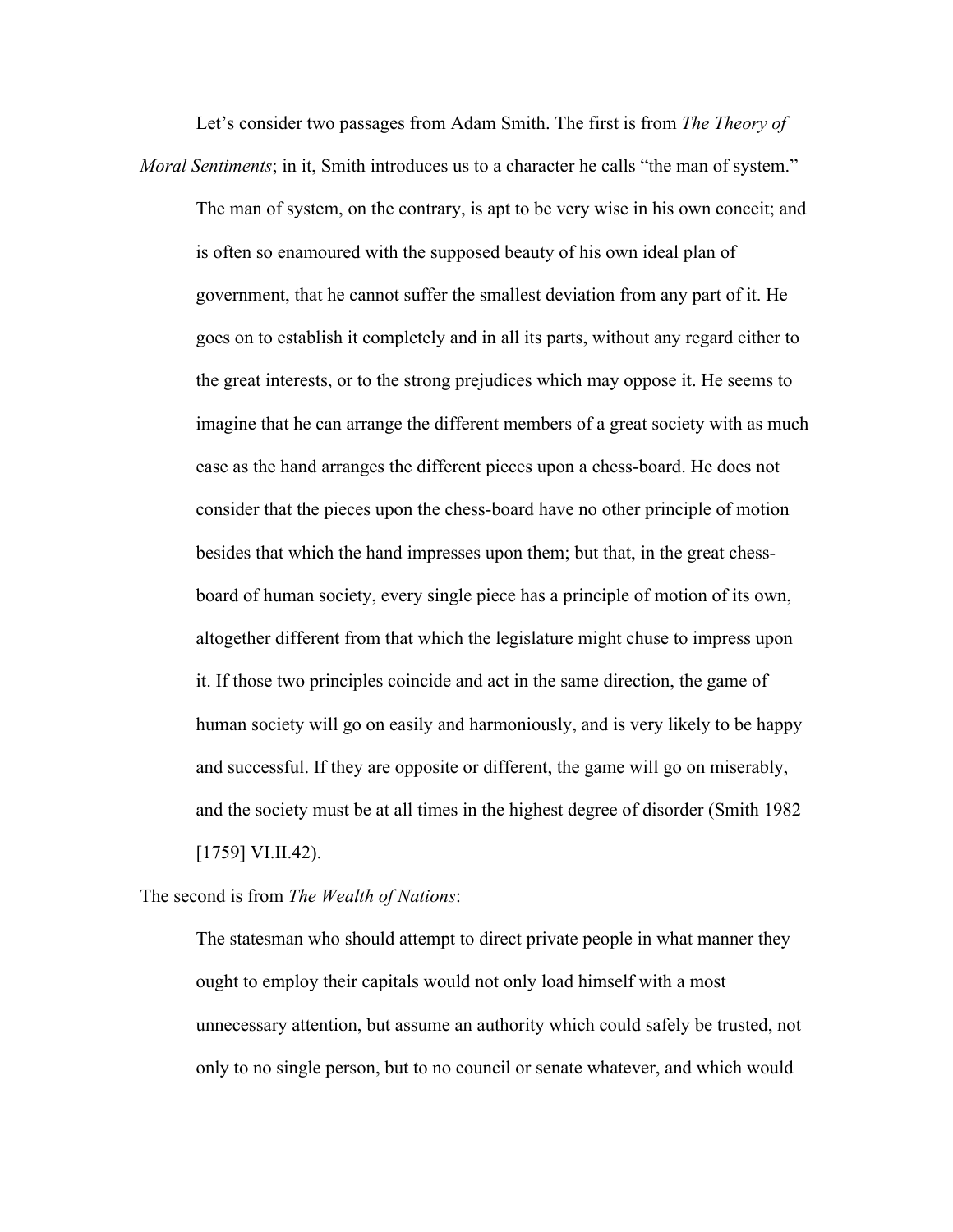Let's consider two passages from Adam Smith. The first is from *The Theory of Moral Sentiments*; in it, Smith introduces us to a character he calls "the man of system."

> The man of system, on the contrary, is apt to be very wise in his own conceit; and is often so enamoured with the supposed beauty of his own ideal plan of government, that he cannot suffer the smallest deviation from any part of it. He goes on to establish it completely and in all its parts, without any regard either to the great interests, or to the strong prejudices which may oppose it. He seems to imagine that he can arrange the different members of a great society with as much ease as the hand arranges the different pieces upon a chess-board. He does not consider that the pieces upon the chess-board have no other principle of motion besides that which the hand impresses upon them; but that, in the great chess-board of human society, every single piece has a principle of motion of its own, altogether different from that which the legislature might chuse to impress upon it. If those two principles coincide and act in the same direction, the game of human society will go on easily and harmoniously, and is very likely to be happy and successful. If they are opposite or different, the game will go on miserably, and the society must be at all times in the highest degree of disorder (Smith 1982 [1759] VI.II.42).

The second is from *The Wealth of Nations*:

> The statesman who should attempt to direct private people in what manner they ought to employ their capitals would not only load himself with a most unnecessary attention, but assume an authority which could safely be trusted, not only to no single person, but to no council or senate whatever, and which would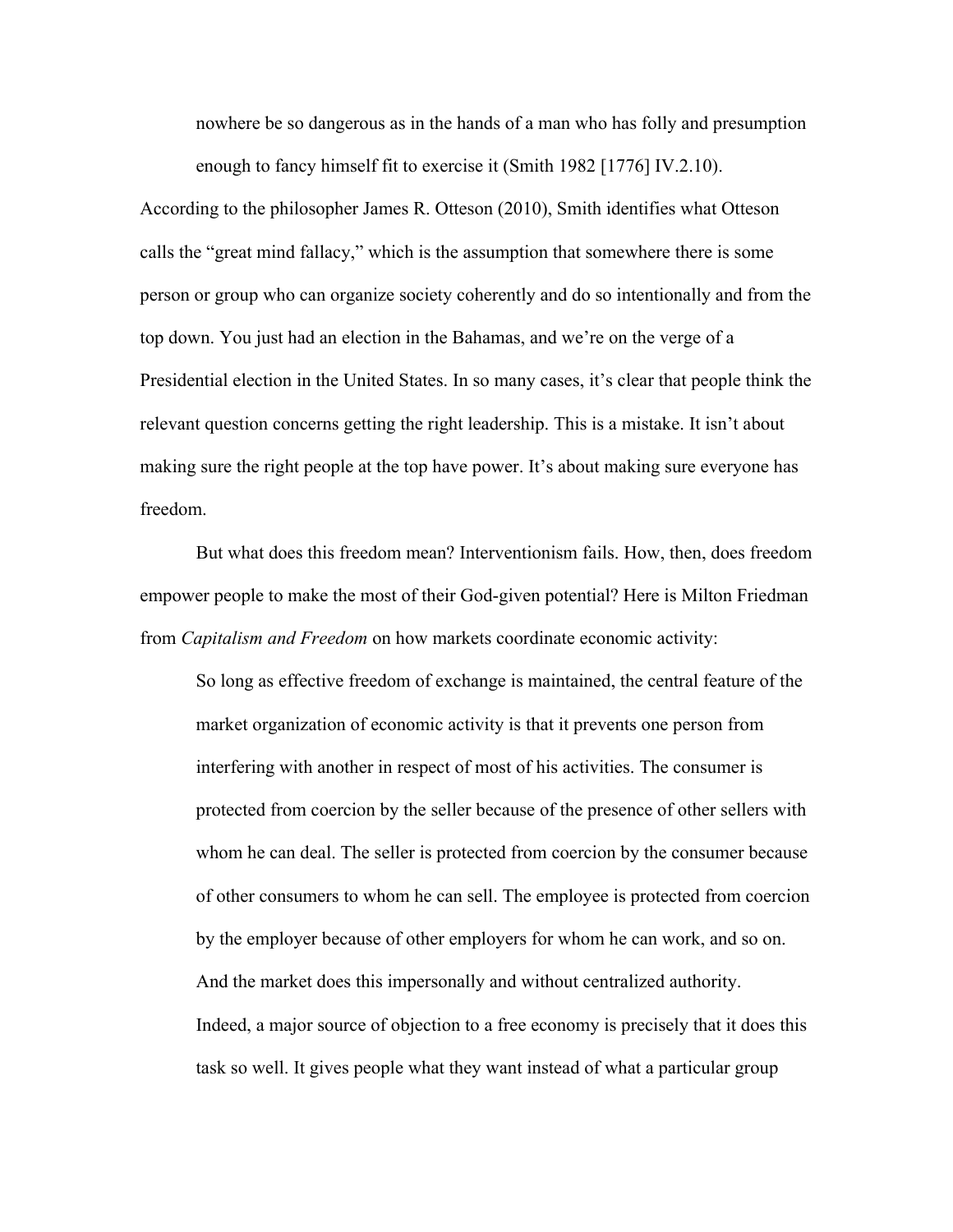> nowhere be so dangerous as in the hands of a man who has folly and presumption enough to fancy himself fit to exercise it (Smith 1982 [1776] IV.2.10).

According to the philosopher James R. Otteson (2010), Smith identifies what Otteson calls the "great mind fallacy," which is the assumption that somewhere there is some person or group who can organize society coherently and do so intentionally and from the top down. You just had an election in the Bahamas, and we're on the verge of a Presidential election in the United States. In so many cases, it's clear that people think the relevant question concerns getting the right leadership. This is a mistake. It isn't about making sure the right people at the top have power. It's about making sure everyone has freedom.

But what does this freedom mean? Interventionism fails. How, then, does freedom empower people to make the most of their God-given potential? Here is Milton Friedman from *Capitalism and Freedom* on how markets coordinate economic activity:

> So long as effective freedom of exchange is maintained, the central feature of the market organization of economic activity is that it prevents one person from interfering with another in respect of most of his activities. The consumer is protected from coercion by the seller because of the presence of other sellers with whom he can deal. The seller is protected from coercion by the consumer because of other consumers to whom he can sell. The employee is protected from coercion by the employer because of other employers for whom he can work, and so on. And the market does this impersonally and without centralized authority.
>
> Indeed, a major source of objection to a free economy is precisely that it does this task so well. It gives people what they want instead of what a particular group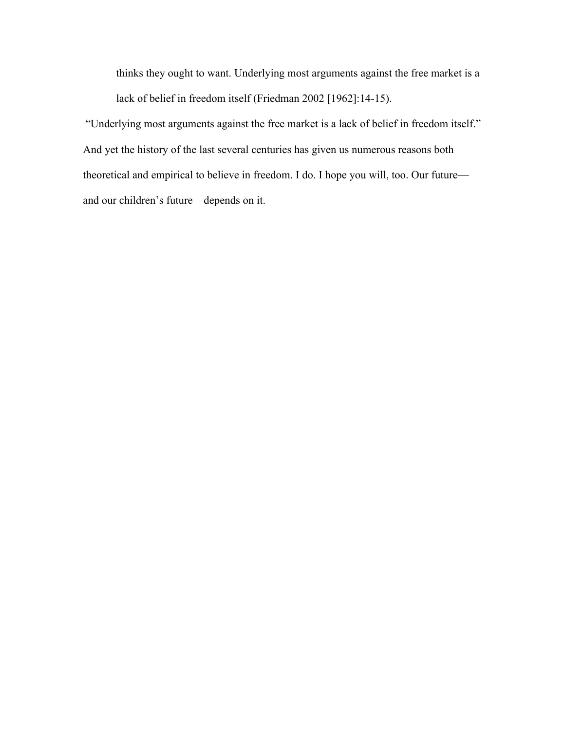> thinks they ought to want. Underlying most arguments against the free market is a lack of belief in freedom itself (Friedman 2002 [1962]:14-15).

"Underlying most arguments against the free market is a lack of belief in freedom itself." And yet the history of the last several centuries has given us numerous reasons both theoretical and empirical to believe in freedom. I do. I hope you will, too. Our future—and our children's future—depends on it.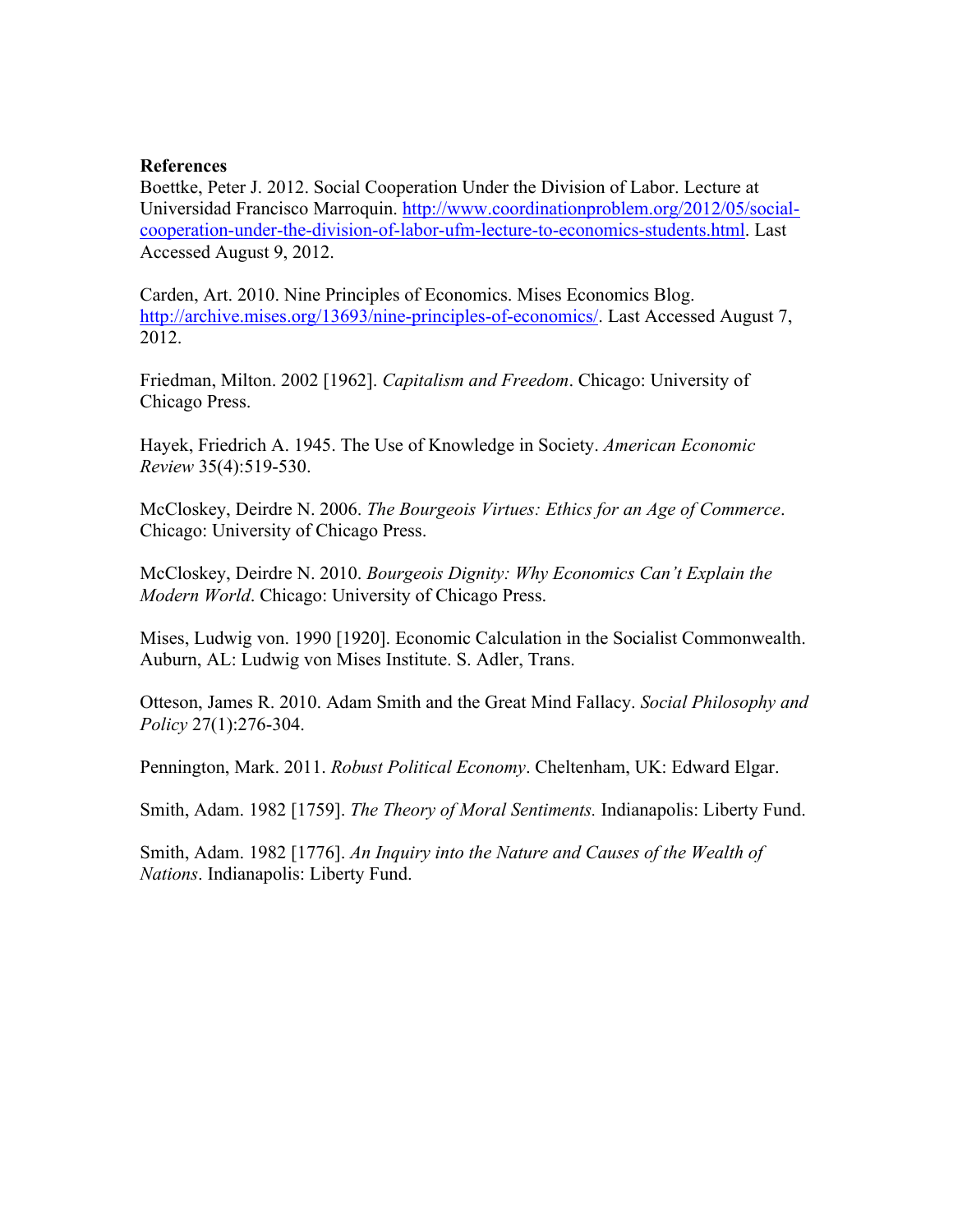**References**

Boettke, Peter J. 2012. Social Cooperation Under the Division of Labor. Lecture at Universidad Francisco Marroquin. http://www.coordinationproblem.org/2012/05/social-cooperation-under-the-division-of-labor-ufm-lecture-to-economics-students.html. Last Accessed August 9, 2012.

Carden, Art. 2010. Nine Principles of Economics. Mises Economics Blog. http://archive.mises.org/13693/nine-principles-of-economics/. Last Accessed August 7, 2012.

Friedman, Milton. 2002 [1962]. *Capitalism and Freedom*. Chicago: University of Chicago Press.

Hayek, Friedrich A. 1945. The Use of Knowledge in Society. *American Economic Review* 35(4):519-530.

McCloskey, Deirdre N. 2006. *The Bourgeois Virtues: Ethics for an Age of Commerce*. Chicago: University of Chicago Press.

McCloskey, Deirdre N. 2010. *Bourgeois Dignity: Why Economics Can't Explain the Modern World*. Chicago: University of Chicago Press.

Mises, Ludwig von. 1990 [1920]. Economic Calculation in the Socialist Commonwealth. Auburn, AL: Ludwig von Mises Institute. S. Adler, Trans.

Otteson, James R. 2010. Adam Smith and the Great Mind Fallacy. *Social Philosophy and Policy* 27(1):276-304.

Pennington, Mark. 2011. *Robust Political Economy*. Cheltenham, UK: Edward Elgar.

Smith, Adam. 1982 [1759]. *The Theory of Moral Sentiments.* Indianapolis: Liberty Fund.

Smith, Adam. 1982 [1776]. *An Inquiry into the Nature and Causes of the Wealth of Nations*. Indianapolis: Liberty Fund.